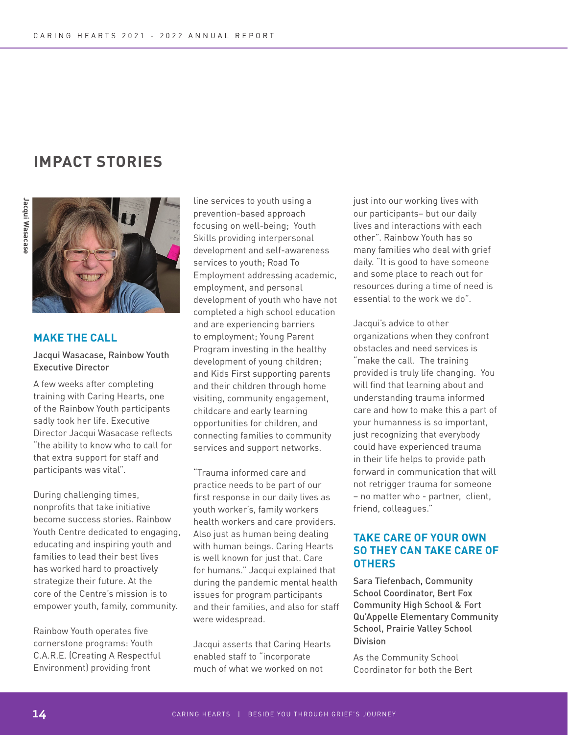# IMPACT STORIES

Jacqui Wasacase

## MAKE THE CALL

Jacqui Wasacase, Rainbow Youth Executive Director

A few weeks after completing training with Caring Hearts, one of the Rainbow Youth participants sadly took her life. Executive Director Jacqui Wasacase reflects "the ability to know who to call for that extra support for staff and participants was vital".

During challenging times, nonprofits that take initiative become success stories. Rainbow Youth Centre dedicated to engaging, educating and inspiring youth and families to lead their best lives has worked hard to proactively strategize their future. At the core of the Centre's mission is to empower youth, family, community.

Rainbow Youth operates five cornerstone programs: Youth C.A.R.E. (Creating A Respectful Environment) providing front line services to youth using a prevention-based approach focusing on well-being; Youth Skills providing interpersonal development and self-awareness services to youth; Road To Employment addressing academic, employment, and personal development of youth who have not completed a high school education and are experiencing barriers to employment; Young Parent Program investing in the healthy development of young children; and Kids First supporting parents and their children through home visiting, community engagement, childcare and early learning opportunities for children, and connecting families to community services and support networks.

"Trauma informed care and practice needs to be part of our first response in our daily lives as youth worker's, family workers health workers and care providers. Also just as human being dealing with human beings. Caring Hearts is well known for just that. Care for humans." Jacqui explained that during the pandemic mental health issues for program participants and their families, and also for staff were widespread.

Jacqui asserts that Caring Hearts enabled staff to "incorporate much of what we worked on not just into our working lives with our participants– but our daily lives and interactions with each other". Rainbow Youth has so many families who deal with grief daily. "It is good to have someone and some place to reach out for resources during a time of need is essential to the work we do".

Jacqui's advice to other organizations when they confront obstacles and need services is "make the call. The training provided is truly life changing. You will find that learning about and understanding trauma informed care and how to make this a part of your humanness is so important, just recognizing that everybody could have experienced trauma in their life helps to provide path forward in communication that will not retrigger trauma for someone – no matter who - partner, client, friend, colleagues."

## TAKE CARE OF YOUR OWN SO THEY CAN TAKE CARE OF OTHERS

Sara Tiefenbach, Community School Coordinator, Bert Fox Community High School & Fort Qu'Appelle Elementary Community School, Prairie Valley School Division

As the Community School Coordinator for both the Bert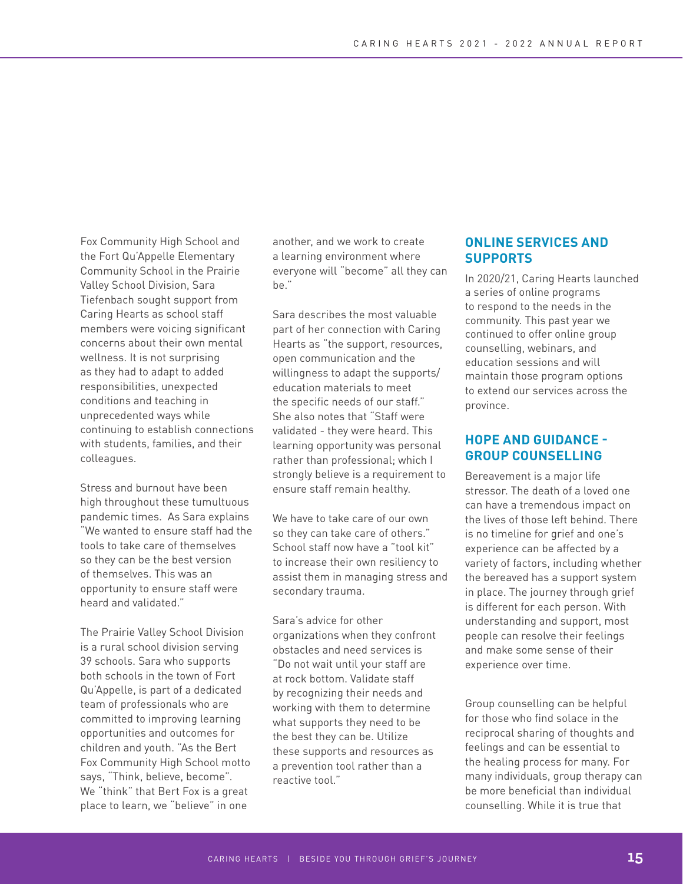Fox Community High School and the Fort Qu'Appelle Elementary Community School in the Prairie Valley School Division, Sara Tiefenbach sought support from Caring Hearts as school staff members were voicing significant concerns about their own mental wellness. It is not surprising as they had to adapt to added responsibilities, unexpected conditions and teaching in unprecedented ways while continuing to establish connections with students, families, and their colleagues.

Stress and burnout have been high throughout these tumultuous pandemic times. As Sara explains "We wanted to ensure staff had the tools to take care of themselves so they can be the best version of themselves. This was an opportunity to ensure staff were heard and validated."

The Prairie Valley School Division is a rural school division serving 39 schools. Sara who supports both schools in the town of Fort Qu'Appelle, is part of a dedicated team of professionals who are committed to improving learning opportunities and outcomes for children and youth. "As the Bert Fox Community High School motto says, "Think, believe, become". We "think" that Bert Fox is a great place to learn, we "believe" in one another, and we work to create a learning environment where everyone will "become" all they can be."

Sara describes the most valuable part of her connection with Caring Hearts as "the support, resources, open communication and the willingness to adapt the supports/ education materials to meet the specific needs of our staff." She also notes that "Staff were validated - they were heard. This learning opportunity was personal rather than professional; which I strongly believe is a requirement to ensure staff remain healthy.

We have to take care of our own so they can take care of others." School staff now have a "tool kit" to increase their own resiliency to assist them in managing stress and secondary trauma.

Sara's advice for other organizations when they confront obstacles and need services is "Do not wait until your staff are at rock bottom. Validate staff by recognizing their needs and working with them to determine what supports they need to be the best they can be. Utilize these supports and resources as a prevention tool rather than a reactive tool."

## ONLINE SERVICES AND SUPPORTS

In 2020/21, Caring Hearts launched a series of online programs to respond to the needs in the community. This past year we continued to offer online group counselling, webinars, and education sessions and will maintain those program options to extend our services across the province.

## HOPE AND GUIDANCE - GROUP COUNSELLING

Bereavement is a major life stressor. The death of a loved one can have a tremendous impact on the lives of those left behind. There is no timeline for grief and one's experience can be affected by a variety of factors, including whether the bereaved has a support system in place. The journey through grief is different for each person. With understanding and support, most people can resolve their feelings and make some sense of their experience over time.

Group counselling can be helpful for those who find solace in the reciprocal sharing of thoughts and feelings and can be essential to the healing process for many. For many individuals, group therapy can be more beneficial than individual counselling. While it is true that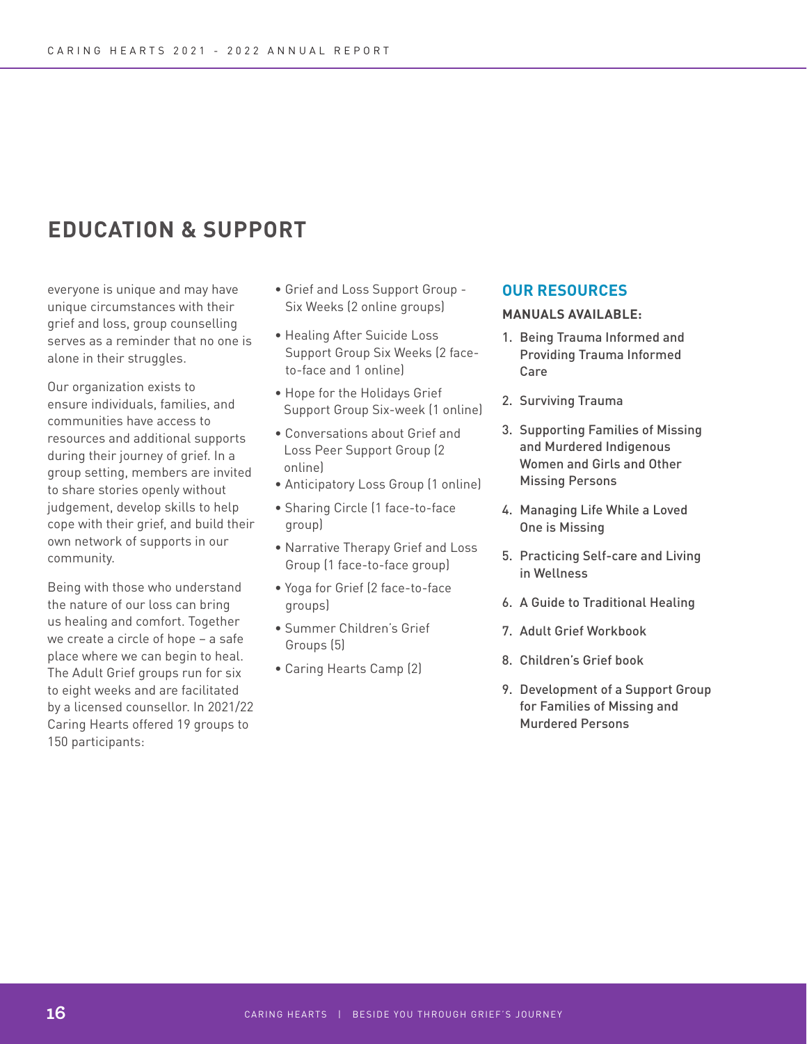## EDUCATION & SUPPORT

everyone is unique and may have unique circumstances with their grief and loss, group counselling serves as a reminder that no one is alone in their struggles.

Our organization exists to ensure individuals, families, and communities have access to resources and additional supports during their journey of grief. In a group setting, members are invited to share stories openly without judgement, develop skills to help cope with their grief, and build their own network of supports in our community.

Being with those who understand the nature of our loss can bring us healing and comfort. Together we create a circle of hope – a safe place where we can begin to heal. The Adult Grief groups run for six to eight weeks and are facilitated by a licensed counsellor. In 2021/22 Caring Hearts offered 19 groups to 150 participants:

- Grief and Loss Support Group - Six Weeks (2 online groups)
- Healing After Suicide Loss Support Group Six Weeks (2 face-to-face and 1 online)
- Hope for the Holidays Grief Support Group Six-week (1 online)
- Conversations about Grief and Loss Peer Support Group (2 online)
- Anticipatory Loss Group (1 online)
- Sharing Circle (1 face-to-face group)
- Narrative Therapy Grief and Loss Group (1 face-to-face group)
- Yoga for Grief (2 face-to-face groups)
- Summer Children's Grief Groups (5)
- Caring Hearts Camp (2)

### OUR RESOURCES

**MANUALS AVAILABLE:**

1. Being Trauma Informed and Providing Trauma Informed Care
2. Surviving Trauma
3. Supporting Families of Missing and Murdered Indigenous Women and Girls and Other Missing Persons
4. Managing Life While a Loved One is Missing
5. Practicing Self-care and Living in Wellness
6. A Guide to Traditional Healing
7. Adult Grief Workbook
8. Children's Grief book
9. Development of a Support Group for Families of Missing and Murdered Persons